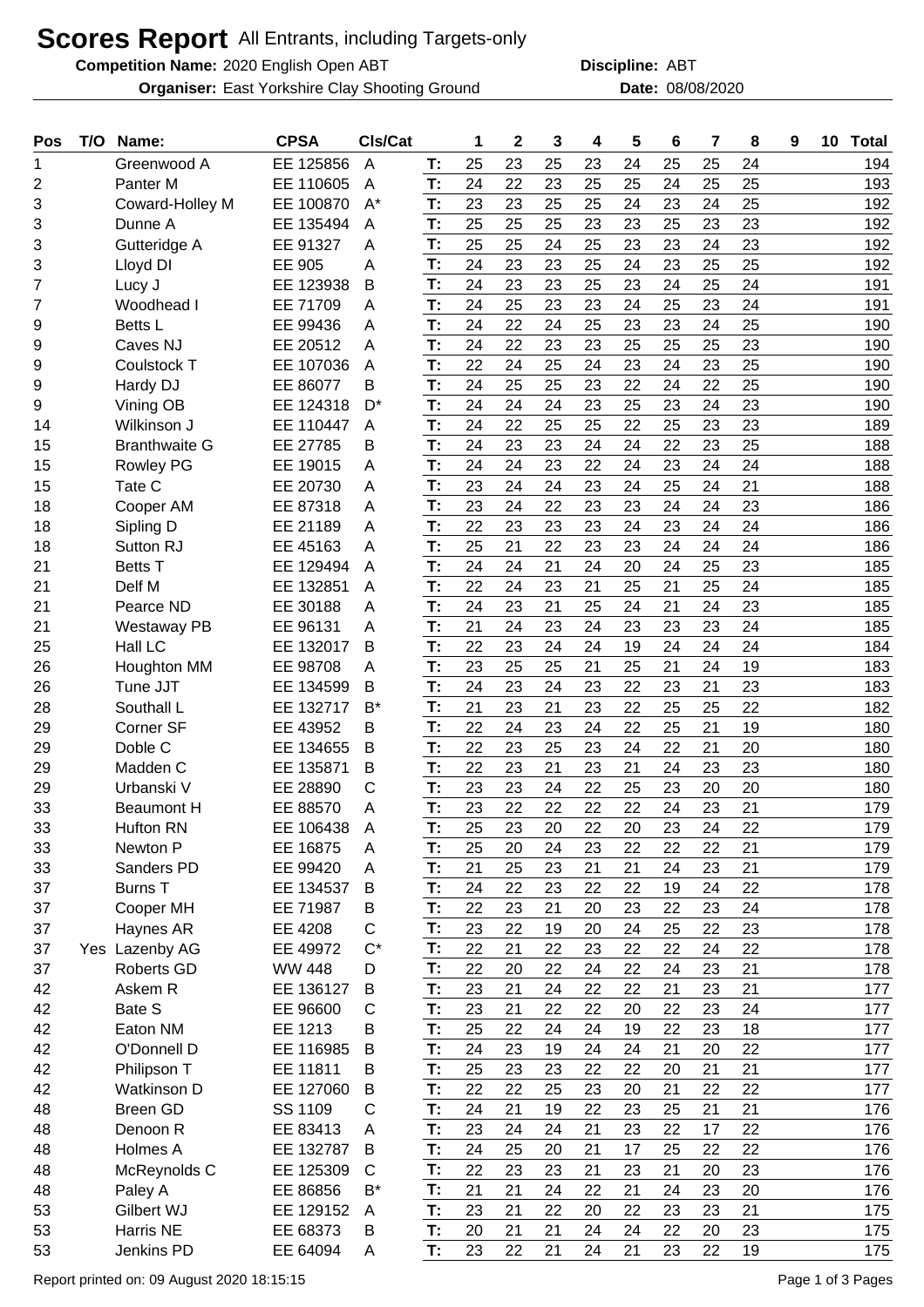# Scores Report

All Entrants, including Targets-only

**Competition Name:** 2020 English Open ABT **Discipline:** ABT

**Organiser:** East Yorkshire Clay Shooting Ground **Date:** 08/08/2020

| Pos | T/O | Name: | CPSA | Cls/Cat | | 1 | 2 | 3 | 4 | 5 | 6 | 7 | 8 | 9 | 10 | Total |
|---|---|---|---|---|---|---|---|---|---|---|---|---|---|---|---|---|
| 1 | | Greenwood A | EE 125856 | A | T: | 25 | 23 | 25 | 23 | 24 | 25 | 25 | 24 | | | 194 |
| 2 | | Panter M | EE 110605 | A | T: | 24 | 22 | 23 | 25 | 25 | 24 | 25 | 25 | | | 193 |
| 3 | | Coward-Holley M | EE 100870 | A* | T: | 23 | 23 | 25 | 25 | 24 | 23 | 24 | 25 | | | 192 |
| 3 | | Dunne A | EE 135494 | A | T: | 25 | 25 | 25 | 23 | 23 | 25 | 23 | 23 | | | 192 |
| 3 | | Gutteridge A | EE 91327 | A | T: | 25 | 25 | 24 | 25 | 23 | 23 | 24 | 23 | | | 192 |
| 3 | | Lloyd DI | EE 905 | A | T: | 24 | 23 | 23 | 25 | 24 | 23 | 25 | 25 | | | 192 |
| 7 | | Lucy J | EE 123938 | B | T: | 24 | 23 | 23 | 25 | 23 | 24 | 25 | 24 | | | 191 |
| 7 | | Woodhead I | EE 71709 | A | T: | 24 | 25 | 23 | 23 | 24 | 25 | 23 | 24 | | | 191 |
| 9 | | Betts L | EE 99436 | A | T: | 24 | 22 | 24 | 25 | 23 | 23 | 24 | 25 | | | 190 |
| 9 | | Caves NJ | EE 20512 | A | T: | 24 | 22 | 23 | 23 | 25 | 25 | 25 | 23 | | | 190 |
| 9 | | Coulstock T | EE 107036 | A | T: | 22 | 24 | 25 | 24 | 23 | 24 | 23 | 25 | | | 190 |
| 9 | | Hardy DJ | EE 86077 | B | T: | 24 | 25 | 25 | 23 | 22 | 24 | 22 | 25 | | | 190 |
| 9 | | Vining OB | EE 124318 | D* | T: | 24 | 24 | 24 | 23 | 25 | 23 | 24 | 23 | | | 190 |
| 14 | | Wilkinson J | EE 110447 | A | T: | 24 | 22 | 25 | 25 | 22 | 25 | 23 | 23 | | | 189 |
| 15 | | Branthwaite G | EE 27785 | B | T: | 24 | 23 | 23 | 24 | 24 | 22 | 23 | 25 | | | 188 |
| 15 | | Rowley PG | EE 19015 | A | T: | 24 | 24 | 23 | 22 | 24 | 23 | 24 | 24 | | | 188 |
| 15 | | Tate C | EE 20730 | A | T: | 23 | 24 | 24 | 23 | 24 | 25 | 24 | 21 | | | 188 |
| 18 | | Cooper AM | EE 87318 | A | T: | 23 | 24 | 22 | 23 | 23 | 24 | 24 | 23 | | | 186 |
| 18 | | Sipling D | EE 21189 | A | T: | 22 | 23 | 23 | 23 | 24 | 23 | 24 | 24 | | | 186 |
| 18 | | Sutton RJ | EE 45163 | A | T: | 25 | 21 | 22 | 23 | 23 | 24 | 24 | 24 | | | 186 |
| 21 | | Betts T | EE 129494 | A | T: | 24 | 24 | 21 | 24 | 20 | 24 | 25 | 23 | | | 185 |
| 21 | | Delf M | EE 132851 | A | T: | 22 | 24 | 23 | 21 | 25 | 21 | 25 | 24 | | | 185 |
| 21 | | Pearce ND | EE 30188 | A | T: | 24 | 23 | 21 | 25 | 24 | 21 | 24 | 23 | | | 185 |
| 21 | | Westaway PB | EE 96131 | A | T: | 21 | 24 | 23 | 24 | 23 | 23 | 23 | 24 | | | 185 |
| 25 | | Hall LC | EE 132017 | B | T: | 22 | 23 | 24 | 24 | 19 | 24 | 24 | 24 | | | 184 |
| 26 | | Houghton MM | EE 98708 | A | T: | 23 | 25 | 25 | 21 | 25 | 21 | 24 | 19 | | | 183 |
| 26 | | Tune JJT | EE 134599 | B | T: | 24 | 23 | 24 | 23 | 22 | 23 | 21 | 23 | | | 183 |
| 28 | | Southall L | EE 132717 | B* | T: | 21 | 23 | 21 | 23 | 22 | 25 | 25 | 22 | | | 182 |
| 29 | | Corner SF | EE 43952 | B | T: | 22 | 24 | 23 | 24 | 22 | 25 | 21 | 19 | | | 180 |
| 29 | | Doble C | EE 134655 | B | T: | 22 | 23 | 25 | 23 | 24 | 22 | 21 | 20 | | | 180 |
| 29 | | Madden C | EE 135871 | B | T: | 22 | 23 | 21 | 23 | 21 | 24 | 23 | 23 | | | 180 |
| 29 | | Urbanski V | EE 28890 | C | T: | 23 | 23 | 24 | 22 | 25 | 23 | 20 | 20 | | | 180 |
| 33 | | Beaumont H | EE 88570 | A | T: | 23 | 22 | 22 | 22 | 22 | 24 | 23 | 21 | | | 179 |
| 33 | | Hufton RN | EE 106438 | A | T: | 25 | 23 | 20 | 22 | 20 | 23 | 24 | 22 | | | 179 |
| 33 | | Newton P | EE 16875 | A | T: | 25 | 20 | 24 | 23 | 22 | 22 | 22 | 21 | | | 179 |
| 33 | | Sanders PD | EE 99420 | A | T: | 21 | 25 | 23 | 21 | 21 | 24 | 23 | 21 | | | 179 |
| 37 | | Burns T | EE 134537 | B | T: | 24 | 22 | 23 | 22 | 22 | 19 | 24 | 22 | | | 178 |
| 37 | | Cooper MH | EE 71987 | B | T: | 22 | 23 | 21 | 20 | 23 | 22 | 23 | 24 | | | 178 |
| 37 | | Haynes AR | EE 4208 | C | T: | 23 | 22 | 19 | 20 | 24 | 25 | 22 | 23 | | | 178 |
| 37 | Yes | Lazenby AG | EE 49972 | C* | T: | 22 | 21 | 22 | 23 | 22 | 22 | 24 | 22 | | | 178 |
| 37 | | Roberts GD | WW 448 | D | T: | 22 | 20 | 22 | 24 | 22 | 24 | 23 | 21 | | | 178 |
| 42 | | Askem R | EE 136127 | B | T: | 23 | 21 | 24 | 22 | 22 | 21 | 23 | 21 | | | 177 |
| 42 | | Bate S | EE 96600 | C | T: | 23 | 21 | 22 | 22 | 20 | 22 | 23 | 24 | | | 177 |
| 42 | | Eaton NM | EE 1213 | B | T: | 25 | 22 | 24 | 24 | 19 | 22 | 23 | 18 | | | 177 |
| 42 | | O'Donnell D | EE 116985 | B | T: | 24 | 23 | 19 | 24 | 24 | 21 | 20 | 22 | | | 177 |
| 42 | | Philipson T | EE 11811 | B | T: | 25 | 23 | 23 | 22 | 22 | 20 | 21 | 21 | | | 177 |
| 42 | | Watkinson D | EE 127060 | B | T: | 22 | 22 | 25 | 23 | 20 | 21 | 22 | 22 | | | 177 |
| 48 | | Breen GD | SS 1109 | C | T: | 24 | 21 | 19 | 22 | 23 | 25 | 21 | 21 | | | 176 |
| 48 | | Denoon R | EE 83413 | A | T: | 23 | 24 | 24 | 21 | 23 | 22 | 17 | 22 | | | 176 |
| 48 | | Holmes A | EE 132787 | B | T: | 24 | 25 | 20 | 21 | 17 | 25 | 22 | 22 | | | 176 |
| 48 | | McReynolds C | EE 125309 | C | T: | 22 | 23 | 23 | 21 | 23 | 21 | 20 | 23 | | | 176 |
| 48 | | Paley A | EE 86856 | B* | T: | 21 | 21 | 24 | 22 | 21 | 24 | 23 | 20 | | | 176 |
| 53 | | Gilbert WJ | EE 129152 | A | T: | 23 | 21 | 22 | 20 | 22 | 23 | 23 | 21 | | | 175 |
| 53 | | Harris NE | EE 68373 | B | T: | 20 | 21 | 21 | 24 | 24 | 22 | 20 | 23 | | | 175 |
| 53 | | Jenkins PD | EE 64094 | A | T: | 23 | 22 | 21 | 24 | 21 | 23 | 22 | 19 | | | 175 |

Report printed on: 09 August 2020 18:15:15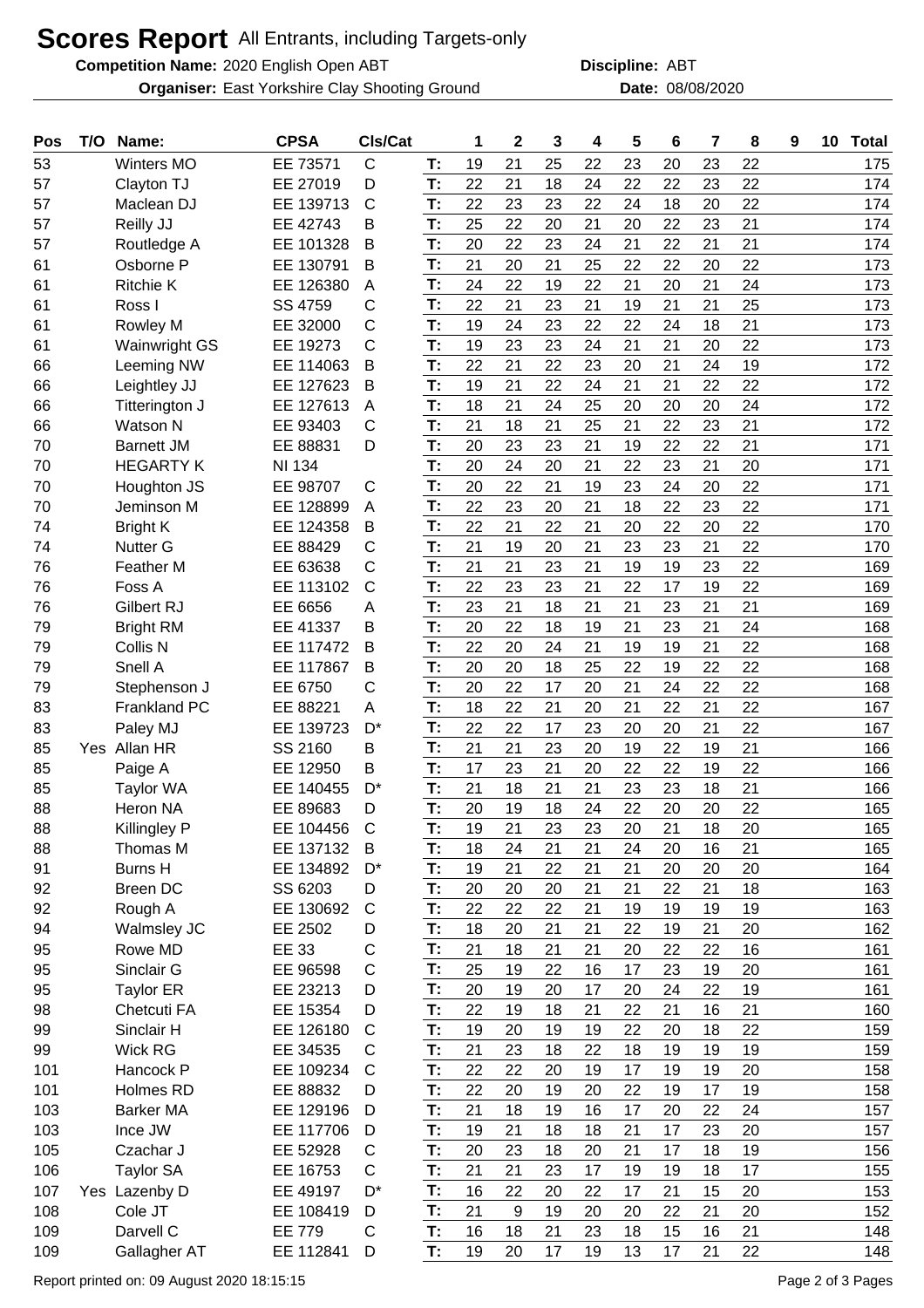# Scores Report All Entrants, including Targets-only

**Competition Name:** 2020 English Open ABT **Discipline:** ABT

**Organiser:** East Yorkshire Clay Shooting Ground **Date:** 08/08/2020

| Pos | T/O | Name: | CPSA | Cls/Cat | | 1 | 2 | 3 | 4 | 5 | 6 | 7 | 8 | 9 | 10 | Total |
|---|---|---|---|---|---|---|---|---|---|---|---|---|---|---|---|---|
| 53 | | Winters MO | EE 73571 | C | T: | 19 | 21 | 25 | 22 | 23 | 20 | 23 | 22 | | | 175 |
| 57 | | Clayton TJ | EE 27019 | D | T: | 22 | 21 | 18 | 24 | 22 | 22 | 23 | 22 | | | 174 |
| 57 | | Maclean DJ | EE 139713 | C | T: | 22 | 23 | 23 | 22 | 24 | 18 | 20 | 22 | | | 174 |
| 57 | | Reilly JJ | EE 42743 | B | T: | 25 | 22 | 20 | 21 | 20 | 22 | 23 | 21 | | | 174 |
| 57 | | Routledge A | EE 101328 | B | T: | 20 | 22 | 23 | 24 | 21 | 22 | 21 | 21 | | | 174 |
| 61 | | Osborne P | EE 130791 | B | T: | 21 | 20 | 21 | 25 | 22 | 22 | 20 | 22 | | | 173 |
| 61 | | Ritchie K | EE 126380 | A | T: | 24 | 22 | 19 | 22 | 21 | 20 | 21 | 24 | | | 173 |
| 61 | | Ross I | SS 4759 | C | T: | 22 | 21 | 23 | 21 | 19 | 21 | 21 | 25 | | | 173 |
| 61 | | Rowley M | EE 32000 | C | T: | 19 | 24 | 23 | 22 | 22 | 24 | 18 | 21 | | | 173 |
| 61 | | Wainwright GS | EE 19273 | C | T: | 19 | 23 | 23 | 24 | 21 | 21 | 20 | 22 | | | 173 |
| 66 | | Leeming NW | EE 114063 | B | T: | 22 | 21 | 22 | 23 | 20 | 21 | 24 | 19 | | | 172 |
| 66 | | Leightley JJ | EE 127623 | B | T: | 19 | 21 | 22 | 24 | 21 | 21 | 22 | 22 | | | 172 |
| 66 | | Titterington J | EE 127613 | A | T: | 18 | 21 | 24 | 25 | 20 | 20 | 20 | 24 | | | 172 |
| 66 | | Watson N | EE 93403 | C | T: | 21 | 18 | 21 | 25 | 21 | 22 | 23 | 21 | | | 172 |
| 70 | | Barnett JM | EE 88831 | D | T: | 20 | 23 | 23 | 21 | 19 | 22 | 22 | 21 | | | 171 |
| 70 | | HEGARTY K | NI 134 | | T: | 20 | 24 | 20 | 21 | 22 | 23 | 21 | 20 | | | 171 |
| 70 | | Houghton JS | EE 98707 | C | T: | 20 | 22 | 21 | 19 | 23 | 24 | 20 | 22 | | | 171 |
| 70 | | Jeminson M | EE 128899 | A | T: | 22 | 23 | 20 | 21 | 18 | 22 | 23 | 22 | | | 171 |
| 74 | | Bright K | EE 124358 | B | T: | 22 | 21 | 22 | 21 | 20 | 22 | 20 | 22 | | | 170 |
| 74 | | Nutter G | EE 88429 | C | T: | 21 | 19 | 20 | 21 | 23 | 23 | 21 | 22 | | | 170 |
| 76 | | Feather M | EE 63638 | C | T: | 21 | 21 | 23 | 21 | 19 | 19 | 23 | 22 | | | 169 |
| 76 | | Foss A | EE 113102 | C | T: | 22 | 23 | 23 | 21 | 22 | 17 | 19 | 22 | | | 169 |
| 76 | | Gilbert RJ | EE 6656 | A | T: | 23 | 21 | 18 | 21 | 21 | 23 | 21 | 21 | | | 169 |
| 79 | | Bright RM | EE 41337 | B | T: | 20 | 22 | 18 | 19 | 21 | 23 | 21 | 24 | | | 168 |
| 79 | | Collis N | EE 117472 | B | T: | 22 | 20 | 24 | 21 | 19 | 19 | 21 | 22 | | | 168 |
| 79 | | Snell A | EE 117867 | B | T: | 20 | 20 | 18 | 25 | 22 | 19 | 22 | 22 | | | 168 |
| 79 | | Stephenson J | EE 6750 | C | T: | 20 | 22 | 17 | 20 | 21 | 24 | 22 | 22 | | | 168 |
| 83 | | Frankland PC | EE 88221 | A | T: | 18 | 22 | 21 | 20 | 21 | 22 | 21 | 22 | | | 167 |
| 83 | | Paley MJ | EE 139723 | D* | T: | 22 | 22 | 17 | 23 | 20 | 20 | 21 | 22 | | | 167 |
| 85 | Yes | Allan HR | SS 2160 | B | T: | 21 | 21 | 23 | 20 | 19 | 22 | 19 | 21 | | | 166 |
| 85 | | Paige A | EE 12950 | B | T: | 17 | 23 | 21 | 20 | 22 | 22 | 19 | 22 | | | 166 |
| 85 | | Taylor WA | EE 140455 | D* | T: | 21 | 18 | 21 | 21 | 23 | 23 | 18 | 21 | | | 166 |
| 88 | | Heron NA | EE 89683 | D | T: | 20 | 19 | 18 | 24 | 22 | 20 | 20 | 22 | | | 165 |
| 88 | | Killingley P | EE 104456 | C | T: | 19 | 21 | 23 | 23 | 20 | 21 | 18 | 20 | | | 165 |
| 88 | | Thomas M | EE 137132 | B | T: | 18 | 24 | 21 | 21 | 24 | 20 | 16 | 21 | | | 165 |
| 91 | | Burns H | EE 134892 | D* | T: | 19 | 21 | 22 | 21 | 21 | 20 | 20 | 20 | | | 164 |
| 92 | | Breen DC | SS 6203 | D | T: | 20 | 20 | 20 | 21 | 21 | 22 | 21 | 18 | | | 163 |
| 92 | | Rough A | EE 130692 | C | T: | 22 | 22 | 22 | 21 | 19 | 19 | 19 | 19 | | | 163 |
| 94 | | Walmsley JC | EE 2502 | D | T: | 18 | 20 | 21 | 21 | 22 | 19 | 21 | 20 | | | 162 |
| 95 | | Rowe MD | EE 33 | C | T: | 21 | 18 | 21 | 21 | 20 | 22 | 22 | 16 | | | 161 |
| 95 | | Sinclair G | EE 96598 | C | T: | 25 | 19 | 22 | 16 | 17 | 23 | 19 | 20 | | | 161 |
| 95 | | Taylor ER | EE 23213 | D | T: | 20 | 19 | 20 | 17 | 20 | 24 | 22 | 19 | | | 161 |
| 98 | | Chetcuti FA | EE 15354 | D | T: | 22 | 19 | 18 | 21 | 22 | 21 | 16 | 21 | | | 160 |
| 99 | | Sinclair H | EE 126180 | C | T: | 19 | 20 | 19 | 19 | 22 | 20 | 18 | 22 | | | 159 |
| 99 | | Wick RG | EE 34535 | C | T: | 21 | 23 | 18 | 22 | 18 | 19 | 19 | 19 | | | 159 |
| 101 | | Hancock P | EE 109234 | C | T: | 22 | 22 | 20 | 19 | 17 | 19 | 19 | 20 | | | 158 |
| 101 | | Holmes RD | EE 88832 | D | T: | 22 | 20 | 19 | 20 | 22 | 19 | 17 | 19 | | | 158 |
| 103 | | Barker MA | EE 129196 | D | T: | 21 | 18 | 19 | 16 | 17 | 20 | 22 | 24 | | | 157 |
| 103 | | Ince JW | EE 117706 | D | T: | 19 | 21 | 18 | 18 | 21 | 17 | 23 | 20 | | | 157 |
| 105 | | Czachar J | EE 52928 | C | T: | 20 | 23 | 18 | 20 | 21 | 17 | 18 | 19 | | | 156 |
| 106 | | Taylor SA | EE 16753 | C | T: | 21 | 21 | 23 | 17 | 19 | 19 | 18 | 17 | | | 155 |
| 107 | Yes | Lazenby D | EE 49197 | D* | T: | 16 | 22 | 20 | 22 | 17 | 21 | 15 | 20 | | | 153 |
| 108 | | Cole JT | EE 108419 | D | T: | 21 | 9 | 19 | 20 | 20 | 22 | 21 | 20 | | | 152 |
| 109 | | Darvell C | EE 779 | C | T: | 16 | 18 | 21 | 23 | 18 | 15 | 16 | 21 | | | 148 |
| 109 | | Gallagher AT | EE 112841 | D | T: | 19 | 20 | 17 | 19 | 13 | 17 | 21 | 22 | | | 148 |

Report printed on: 09 August 2020 18:15:15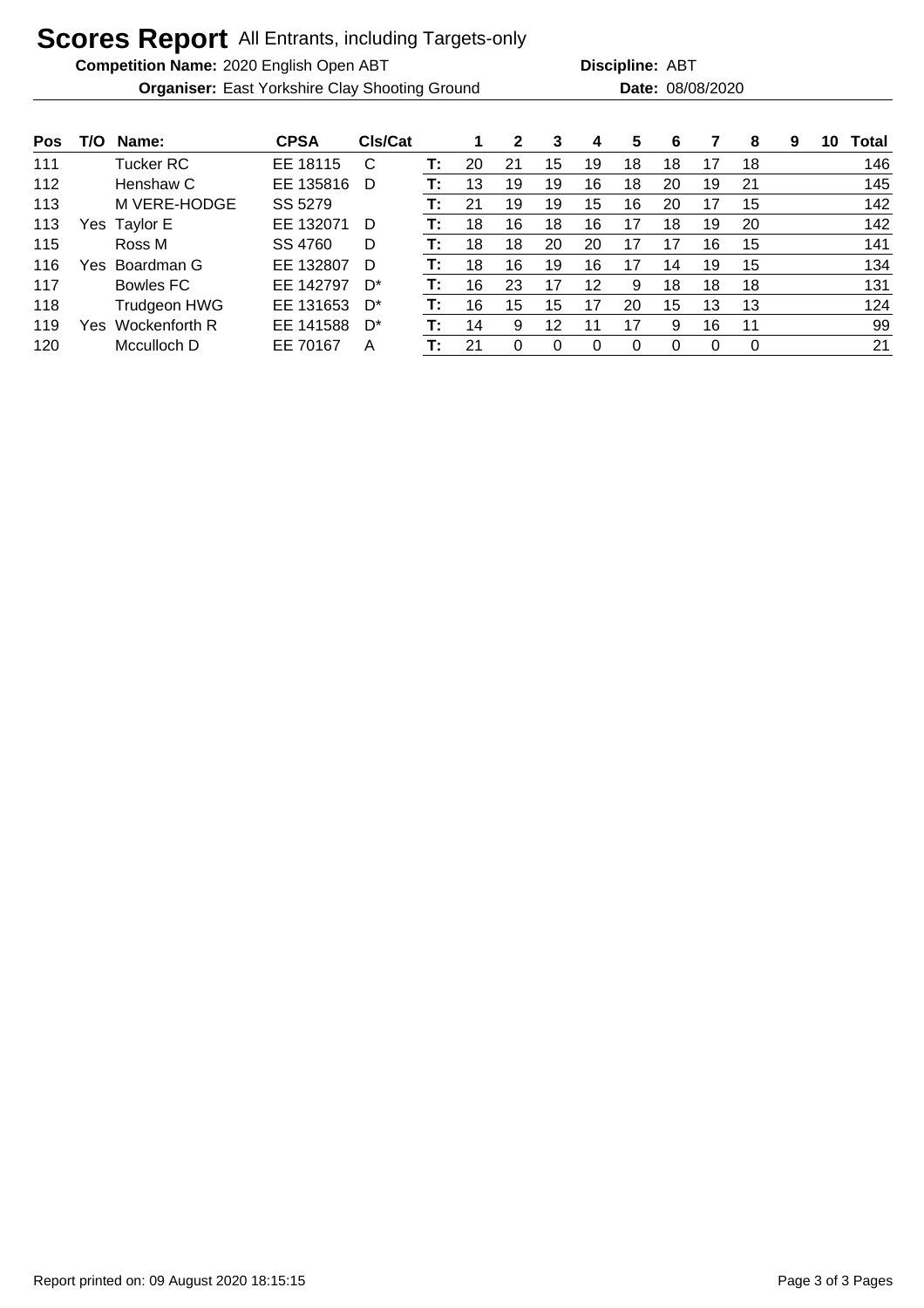# Scores Report All Entrants, including Targets-only

**Competition Name:** 2020 English Open ABT **Discipline:** ABT

**Organiser:** East Yorkshire Clay Shooting Ground **Date:** 08/08/2020

| Pos | T/O | Name: | CPSA | Cls/Cat | | 1 | 2 | 3 | 4 | 5 | 6 | 7 | 8 | 9 | 10 | Total |
|---|---|---|---|---|---|---|---|---|---|---|---|---|---|---|---|---|
| 111 | | Tucker RC | EE 18115 | C | T: | 20 | 21 | 15 | 19 | 18 | 18 | 17 | 18 | | | 146 |
| 112 | | Henshaw C | EE 135816 | D | T: | 13 | 19 | 19 | 16 | 18 | 20 | 19 | 21 | | | 145 |
| 113 | | M VERE-HODGE | SS 5279 | | T: | 21 | 19 | 19 | 15 | 16 | 20 | 17 | 15 | | | 142 |
| 113 | Yes | Taylor E | EE 132071 | D | T: | 18 | 16 | 18 | 16 | 17 | 18 | 19 | 20 | | | 142 |
| 115 | | Ross M | SS 4760 | D | T: | 18 | 18 | 20 | 20 | 17 | 17 | 16 | 15 | | | 141 |
| 116 | Yes | Boardman G | EE 132807 | D | T: | 18 | 16 | 19 | 16 | 17 | 14 | 19 | 15 | | | 134 |
| 117 | | Bowles FC | EE 142797 | D* | T: | 16 | 23 | 17 | 12 | 9 | 18 | 18 | 18 | | | 131 |
| 118 | | Trudgeon HWG | EE 131653 | D* | T: | 16 | 15 | 15 | 17 | 20 | 15 | 13 | 13 | | | 124 |
| 119 | Yes | Wockenforth R | EE 141588 | D* | T: | 14 | 9 | 12 | 11 | 17 | 9 | 16 | 11 | | | 99 |
| 120 | | Mcculloch D | EE 70167 | A | T: | 21 | 0 | 0 | 0 | 0 | 0 | 0 | 0 | | | 21 |

Report printed on: 09 August 2020 18:15:15